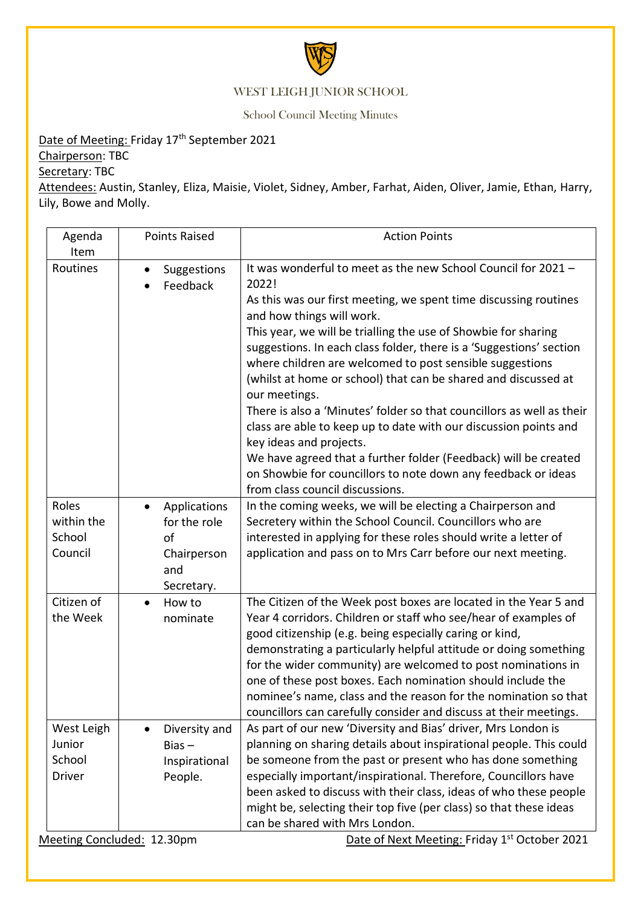# WEST LEIGH JUNIOR SCHOOL

## School Council Meeting Minutes

Date of Meeting: Friday 17th September 2021
Chairperson: TBC
Secretary: TBC
Attendees: Austin, Stanley, Eliza, Maisie, Violet, Sidney, Amber, Farhat, Aiden, Oliver, Jamie, Ethan, Harry, Lily, Bowe and Molly.

| Agenda Item | Points Raised | Action Points |
| --- | --- | --- |
| Routines | • Suggestions<br>• Feedback | It was wonderful to meet as the new School Council for 2021 – 2022!<br>As this was our first meeting, we spent time discussing routines and how things will work.<br>This year, we will be trialling the use of Showbie for sharing suggestions. In each class folder, there is a 'Suggestions' section where children are welcomed to post sensible suggestions (whilst at home or school) that can be shared and discussed at our meetings.<br>There is also a 'Minutes' folder so that councillors as well as their class are able to keep up to date with our discussion points and key ideas and projects.<br>We have agreed that a further folder (Feedback) will be created on Showbie for councillors to note down any feedback or ideas from class council discussions. |
| Roles within the School Council | • Applications for the role of Chairperson and Secretary. | In the coming weeks, we will be electing a Chairperson and Secretery within the School Council. Councillors who are interested in applying for these roles should write a letter of application and pass on to Mrs Carr before our next meeting. |
| Citizen of the Week | • How to nominate | The Citizen of the Week post boxes are located in the Year 5 and Year 4 corridors. Children or staff who see/hear of examples of good citizenship (e.g. being especially caring or kind, demonstrating a particularly helpful attitude or doing something for the wider community) are welcomed to post nominations in one of these post boxes. Each nomination should include the nominee's name, class and the reason for the nomination so that councillors can carefully consider and discuss at their meetings. |
| West Leigh Junior School Driver | • Diversity and Bias – Inspirational People. | As part of our new 'Diversity and Bias' driver, Mrs London is planning on sharing details about inspirational people. This could be someone from the past or present who has done something especially important/inspirational. Therefore, Councillors have been asked to discuss with their class, ideas of who these people might be, selecting their top five (per class) so that these ideas can be shared with Mrs London. |

Meeting Concluded: 12.30pm

Date of Next Meeting: Friday 1st October 2021